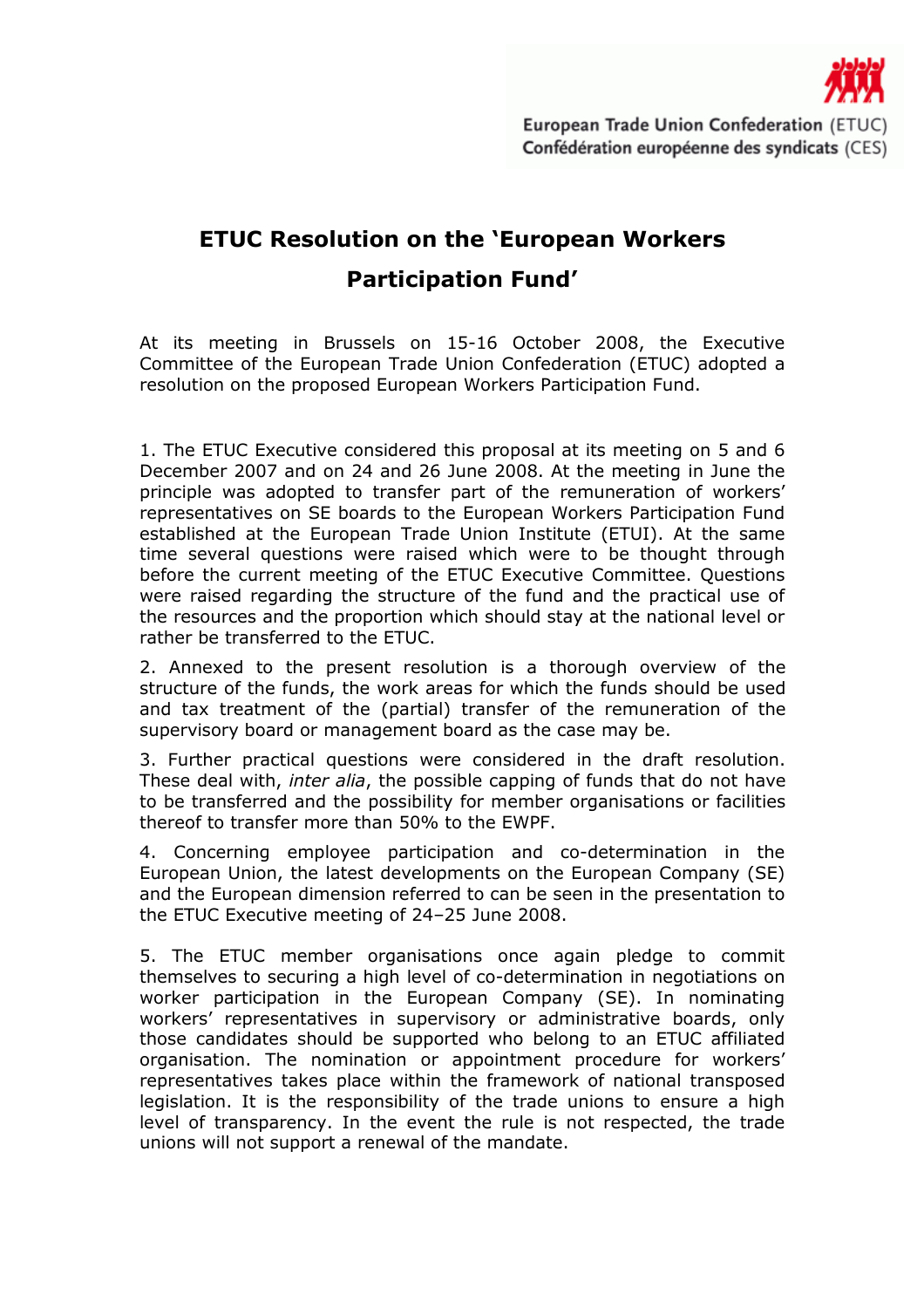European Trade Union Confederation (ETUC)
Confédération européenne des syndicats (CES)

# ETUC Resolution on the 'European Workers Participation Fund'

At its meeting in Brussels on 15-16 October 2008, the Executive Committee of the European Trade Union Confederation (ETUC) adopted a resolution on the proposed European Workers Participation Fund.

1. The ETUC Executive considered this proposal at its meeting on 5 and 6 December 2007 and on 24 and 26 June 2008. At the meeting in June the principle was adopted to transfer part of the remuneration of workers' representatives on SE boards to the European Workers Participation Fund established at the European Trade Union Institute (ETUI). At the same time several questions were raised which were to be thought through before the current meeting of the ETUC Executive Committee. Questions were raised regarding the structure of the fund and the practical use of the resources and the proportion which should stay at the national level or rather be transferred to the ETUC.

2. Annexed to the present resolution is a thorough overview of the structure of the funds, the work areas for which the funds should be used and tax treatment of the (partial) transfer of the remuneration of the supervisory board or management board as the case may be.

3. Further practical questions were considered in the draft resolution. These deal with, *inter alia*, the possible capping of funds that do not have to be transferred and the possibility for member organisations or facilities thereof to transfer more than 50% to the EWPF.

4. Concerning employee participation and co-determination in the European Union, the latest developments on the European Company (SE) and the European dimension referred to can be seen in the presentation to the ETUC Executive meeting of 24–25 June 2008.

5. The ETUC member organisations once again pledge to commit themselves to securing a high level of co-determination in negotiations on worker participation in the European Company (SE). In nominating workers' representatives in supervisory or administrative boards, only those candidates should be supported who belong to an ETUC affiliated organisation. The nomination or appointment procedure for workers' representatives takes place within the framework of national transposed legislation. It is the responsibility of the trade unions to ensure a high level of transparency. In the event the rule is not respected, the trade unions will not support a renewal of the mandate.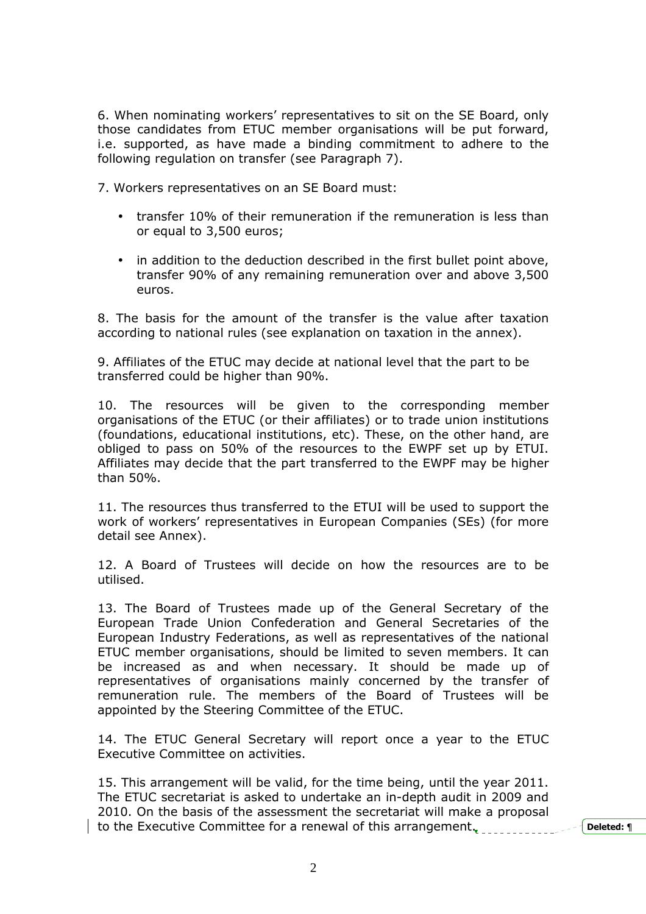6. When nominating workers' representatives to sit on the SE Board, only those candidates from ETUC member organisations will be put forward, i.e. supported, as have made a binding commitment to adhere to the following regulation on transfer (see Paragraph 7).

7. Workers representatives on an SE Board must:

- transfer 10% of their remuneration if the remuneration is less than or equal to 3,500 euros;
- in addition to the deduction described in the first bullet point above, transfer 90% of any remaining remuneration over and above 3,500 euros.

8. The basis for the amount of the transfer is the value after taxation according to national rules (see explanation on taxation in the annex).

9. Affiliates of the ETUC may decide at national level that the part to be transferred could be higher than 90%.

10. The resources will be given to the corresponding member organisations of the ETUC (or their affiliates) or to trade union institutions (foundations, educational institutions, etc). These, on the other hand, are obliged to pass on 50% of the resources to the EWPF set up by ETUI. Affiliates may decide that the part transferred to the EWPF may be higher than 50%.

11. The resources thus transferred to the ETUI will be used to support the work of workers' representatives in European Companies (SEs) (for more detail see Annex).

12. A Board of Trustees will decide on how the resources are to be utilised.

13. The Board of Trustees made up of the General Secretary of the European Trade Union Confederation and General Secretaries of the European Industry Federations, as well as representatives of the national ETUC member organisations, should be limited to seven members. It can be increased as and when necessary. It should be made up of representatives of organisations mainly concerned by the transfer of remuneration rule. The members of the Board of Trustees will be appointed by the Steering Committee of the ETUC.

14. The ETUC General Secretary will report once a year to the ETUC Executive Committee on activities.

15. This arrangement will be valid, for the time being, until the year 2011. The ETUC secretariat is asked to undertake an in-depth audit in 2009 and 2010. On the basis of the assessment the secretariat will make a proposal to the Executive Committee for a renewal of this arrangement.